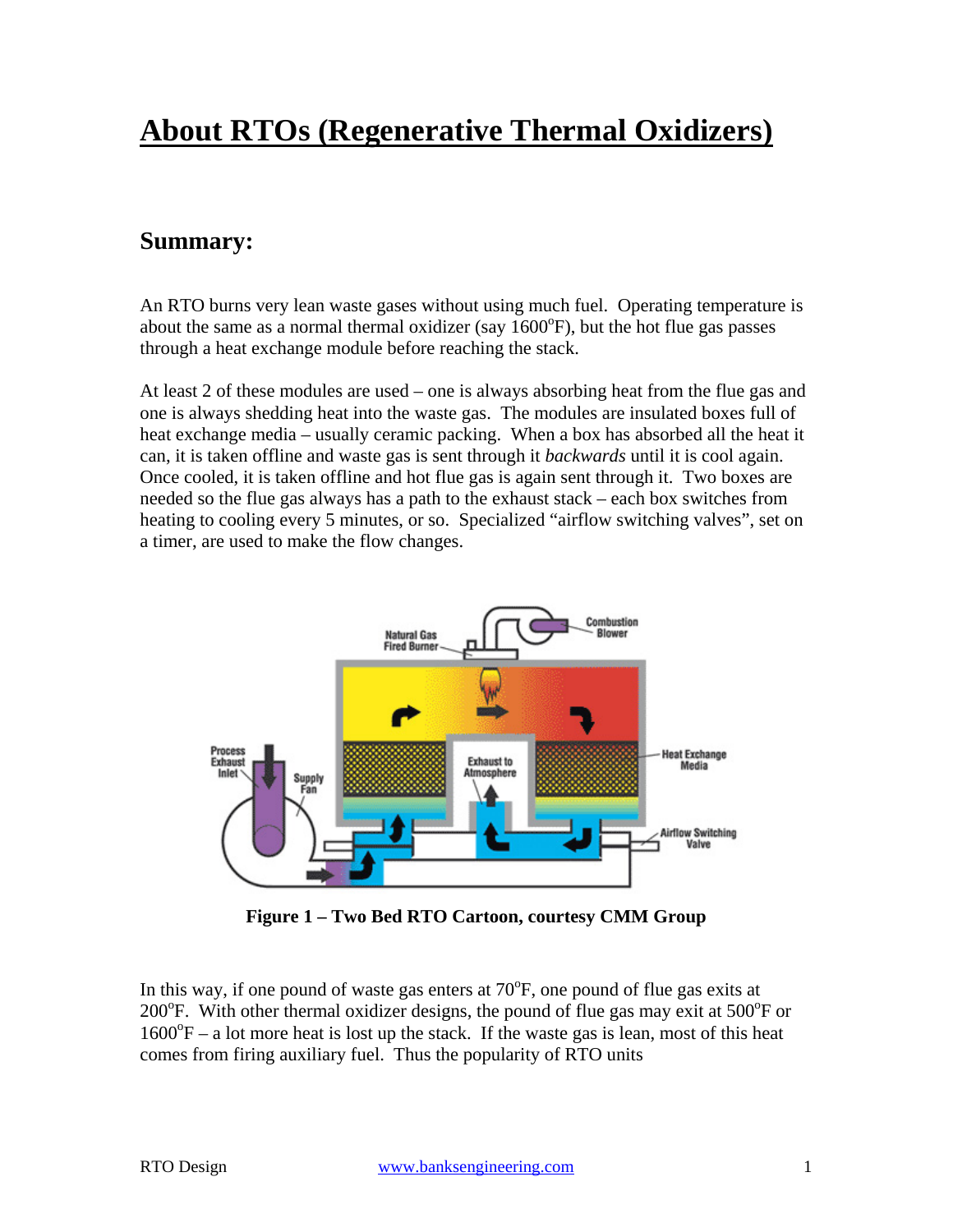# About RTOs (Regenerative Thermal Oxidizers)

## Summary:

An RTO burns very lean waste gases without using much fuel. Operating temperature is about the same as a normal thermal oxidizer (say 1600°F), but the hot flue gas passes through a heat exchange module before reaching the stack.

At least 2 of these modules are used – one is always absorbing heat from the flue gas and one is always shedding heat into the waste gas. The modules are insulated boxes full of heat exchange media – usually ceramic packing. When a box has absorbed all the heat it can, it is taken offline and waste gas is sent through it *backwards* until it is cool again. Once cooled, it is taken offline and hot flue gas is again sent through it. Two boxes are needed so the flue gas always has a path to the exhaust stack – each box switches from heating to cooling every 5 minutes, or so. Specialized "airflow switching valves", set on a timer, are used to make the flow changes.

**Figure 1 – Two Bed RTO Cartoon, courtesy CMM Group**

In this way, if one pound of waste gas enters at 70°F, one pound of flue gas exits at 200°F. With other thermal oxidizer designs, the pound of flue gas may exit at 500°F or 1600°F – a lot more heat is lost up the stack. If the waste gas is lean, most of this heat comes from firing auxiliary fuel. Thus the popularity of RTO units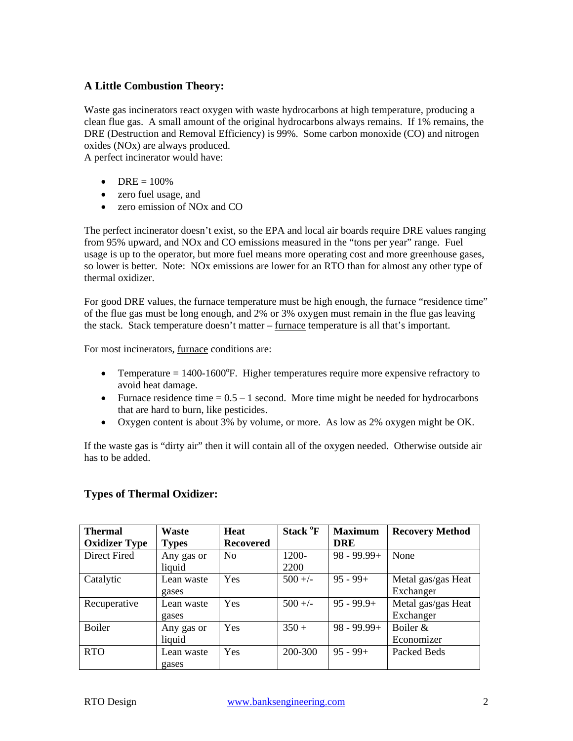### A Little Combustion Theory:

Waste gas incinerators react oxygen with waste hydrocarbons at high temperature, producing a clean flue gas. A small amount of the original hydrocarbons always remains. If 1% remains, the DRE (Destruction and Removal Efficiency) is 99%. Some carbon monoxide (CO) and nitrogen oxides (NOx) are always produced.
A perfect incinerator would have:

- DRE = 100%
- zero fuel usage, and
- zero emission of NOx and CO

The perfect incinerator doesn't exist, so the EPA and local air boards require DRE values ranging from 95% upward, and NOx and CO emissions measured in the "tons per year" range. Fuel usage is up to the operator, but more fuel means more operating cost and more greenhouse gases, so lower is better. Note: NOx emissions are lower for an RTO than for almost any other type of thermal oxidizer.

For good DRE values, the furnace temperature must be high enough, the furnace "residence time" of the flue gas must be long enough, and 2% or 3% oxygen must remain in the flue gas leaving the stack. Stack temperature doesn't matter – furnace temperature is all that's important.

For most incinerators, furnace conditions are:

- Temperature = 1400-1600°F. Higher temperatures require more expensive refractory to avoid heat damage.
- Furnace residence time = 0.5 – 1 second. More time might be needed for hydrocarbons that are hard to burn, like pesticides.
- Oxygen content is about 3% by volume, or more. As low as 2% oxygen might be OK.

If the waste gas is "dirty air" then it will contain all of the oxygen needed. Otherwise outside air has to be added.

### Types of Thermal Oxidizer:

| Thermal Oxidizer Type | Waste Types | Heat Recovered | Stack °F | Maximum DRE | Recovery Method |
|---|---|---|---|---|---|
| Direct Fired | Any gas or liquid | No | 1200-2200 | 98 - 99.99+ | None |
| Catalytic | Lean waste gases | Yes | 500 +/- | 95 - 99+ | Metal gas/gas Heat Exchanger |
| Recuperative | Lean waste gases | Yes | 500 +/- | 95 - 99.9+ | Metal gas/gas Heat Exchanger |
| Boiler | Any gas or liquid | Yes | 350 + | 98 - 99.99+ | Boiler & Economizer |
| RTO | Lean waste gases | Yes | 200-300 | 95 - 99+ | Packed Beds |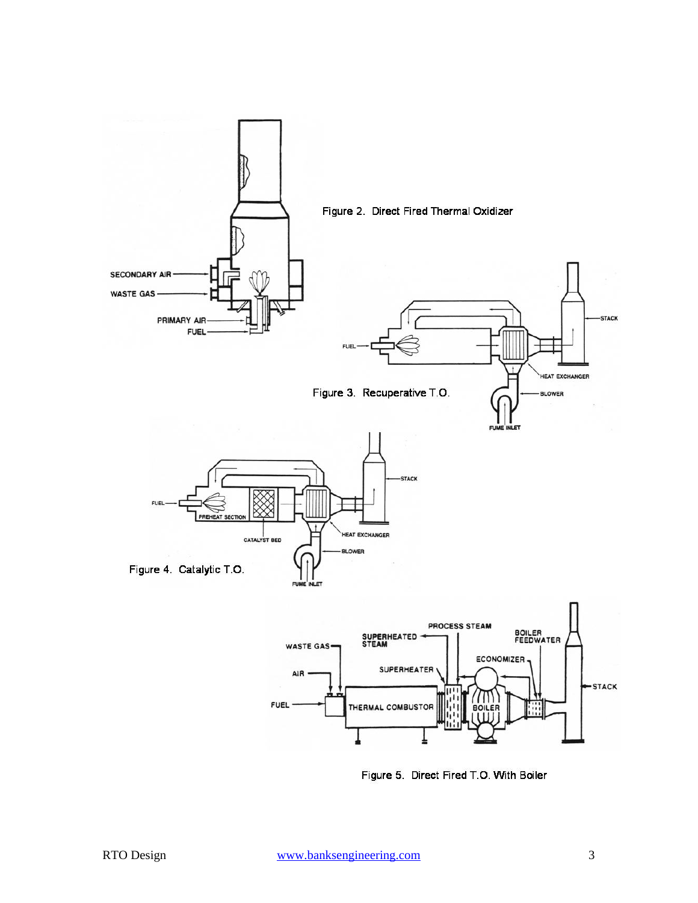Figure 2. Direct Fired Thermal Oxidizer

Figure 3. Recuperative T.O.

Figure 4. Catalytic T.O.

Figure 5. Direct Fired T.O. With Boiler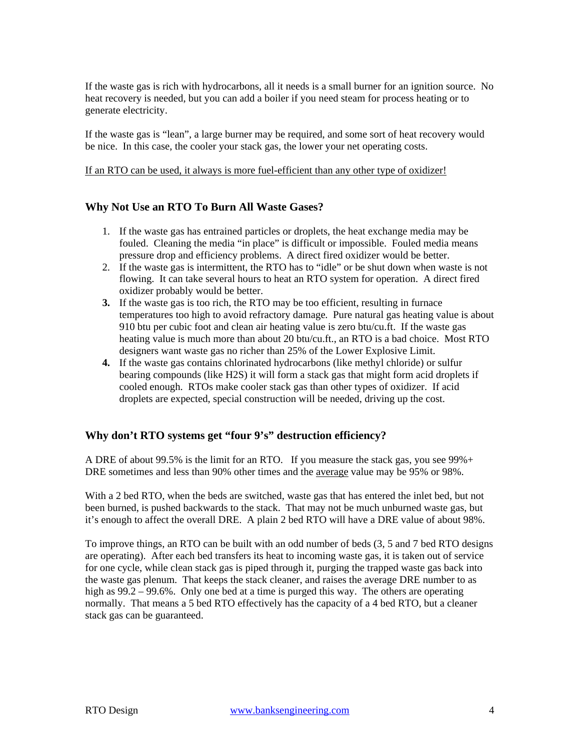If the waste gas is rich with hydrocarbons, all it needs is a small burner for an ignition source. No heat recovery is needed, but you can add a boiler if you need steam for process heating or to generate electricity.

If the waste gas is "lean", a large burner may be required, and some sort of heat recovery would be nice. In this case, the cooler your stack gas, the lower your net operating costs.

<u>If an RTO can be used, it always is more fuel-efficient than any other type of oxidizer!</u>

### Why Not Use an RTO To Burn All Waste Gases?

1. If the waste gas has entrained particles or droplets, the heat exchange media may be fouled. Cleaning the media "in place" is difficult or impossible. Fouled media means pressure drop and efficiency problems. A direct fired oxidizer would be better.
2. If the waste gas is intermittent, the RTO has to "idle" or be shut down when waste is not flowing. It can take several hours to heat an RTO system for operation. A direct fired oxidizer probably would be better.
3. If the waste gas is too rich, the RTO may be too efficient, resulting in furnace temperatures too high to avoid refractory damage. Pure natural gas heating value is about 910 btu per cubic foot and clean air heating value is zero btu/cu.ft. If the waste gas heating value is much more than about 20 btu/cu.ft., an RTO is a bad choice. Most RTO designers want waste gas no richer than 25% of the Lower Explosive Limit.
4. If the waste gas contains chlorinated hydrocarbons (like methyl chloride) or sulfur bearing compounds (like $H_2S$) it will form a stack gas that might form acid droplets if cooled enough. RTOs make cooler stack gas than other types of oxidizer. If acid droplets are expected, special construction will be needed, driving up the cost.

### Why don't RTO systems get "four 9's" destruction efficiency?

A DRE of about 99.5% is the limit for an RTO. If you measure the stack gas, you see 99%+ DRE sometimes and less than 90% other times and the <u>average</u> value may be 95% or 98%.

With a 2 bed RTO, when the beds are switched, waste gas that has entered the inlet bed, but not been burned, is pushed backwards to the stack. That may not be much unburned waste gas, but it's enough to affect the overall DRE. A plain 2 bed RTO will have a DRE value of about 98%.

To improve things, an RTO can be built with an odd number of beds (3, 5 and 7 bed RTO designs are operating). After each bed transfers its heat to incoming waste gas, it is taken out of service for one cycle, while clean stack gas is piped through it, purging the trapped waste gas back into the waste gas plenum. That keeps the stack cleaner, and raises the average DRE number to as high as 99.2 – 99.6%. Only one bed at a time is purged this way. The others are operating normally. That means a 5 bed RTO effectively has the capacity of a 4 bed RTO, but a cleaner stack gas can be guaranteed.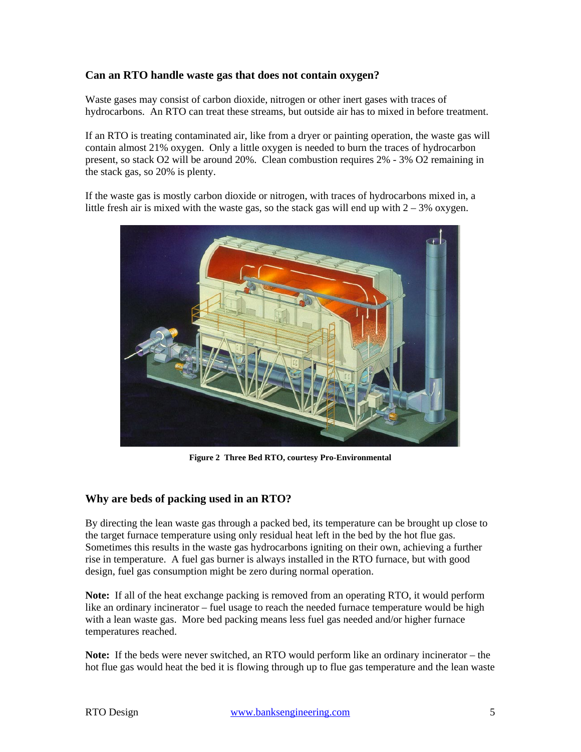### Can an RTO handle waste gas that does not contain oxygen?

Waste gases may consist of carbon dioxide, nitrogen or other inert gases with traces of hydrocarbons. An RTO can treat these streams, but outside air has to mixed in before treatment.

If an RTO is treating contaminated air, like from a dryer or painting operation, the waste gas will contain almost 21% oxygen. Only a little oxygen is needed to burn the traces of hydrocarbon present, so stack O2 will be around 20%. Clean combustion requires 2% - 3% O2 remaining in the stack gas, so 20% is plenty.

If the waste gas is mostly carbon dioxide or nitrogen, with traces of hydrocarbons mixed in, a little fresh air is mixed with the waste gas, so the stack gas will end up with 2 – 3% oxygen.

**Figure 2 Three Bed RTO, courtesy Pro-Environmental**

### Why are beds of packing used in an RTO?

By directing the lean waste gas through a packed bed, its temperature can be brought up close to the target furnace temperature using only residual heat left in the bed by the hot flue gas. Sometimes this results in the waste gas hydrocarbons igniting on their own, achieving a further rise in temperature. A fuel gas burner is always installed in the RTO furnace, but with good design, fuel gas consumption might be zero during normal operation.

**Note:** If all of the heat exchange packing is removed from an operating RTO, it would perform like an ordinary incinerator – fuel usage to reach the needed furnace temperature would be high with a lean waste gas. More bed packing means less fuel gas needed and/or higher furnace temperatures reached.

**Note:** If the beds were never switched, an RTO would perform like an ordinary incinerator – the hot flue gas would heat the bed it is flowing through up to flue gas temperature and the lean waste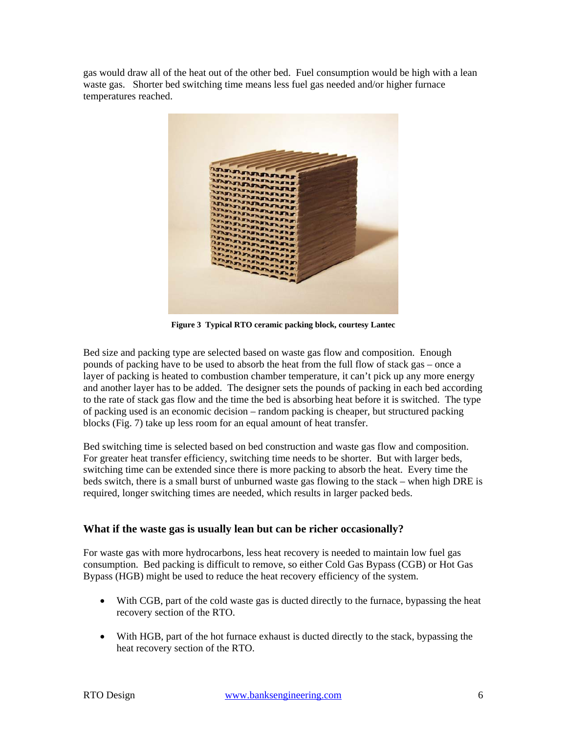gas would draw all of the heat out of the other bed. Fuel consumption would be high with a lean waste gas. Shorter bed switching time means less fuel gas needed and/or higher furnace temperatures reached.

**Figure 3 Typical RTO ceramic packing block, courtesy Lantec**

Bed size and packing type are selected based on waste gas flow and composition. Enough pounds of packing have to be used to absorb the heat from the full flow of stack gas – once a layer of packing is heated to combustion chamber temperature, it can't pick up any more energy and another layer has to be added. The designer sets the pounds of packing in each bed according to the rate of stack gas flow and the time the bed is absorbing heat before it is switched. The type of packing used is an economic decision – random packing is cheaper, but structured packing blocks (Fig. 7) take up less room for an equal amount of heat transfer.

Bed switching time is selected based on bed construction and waste gas flow and composition. For greater heat transfer efficiency, switching time needs to be shorter. But with larger beds, switching time can be extended since there is more packing to absorb the heat. Every time the beds switch, there is a small burst of unburned waste gas flowing to the stack – when high DRE is required, longer switching times are needed, which results in larger packed beds.

### What if the waste gas is usually lean but can be richer occasionally?

For waste gas with more hydrocarbons, less heat recovery is needed to maintain low fuel gas consumption. Bed packing is difficult to remove, so either Cold Gas Bypass (CGB) or Hot Gas Bypass (HGB) might be used to reduce the heat recovery efficiency of the system.

- With CGB, part of the cold waste gas is ducted directly to the furnace, bypassing the heat recovery section of the RTO.
- With HGB, part of the hot furnace exhaust is ducted directly to the stack, bypassing the heat recovery section of the RTO.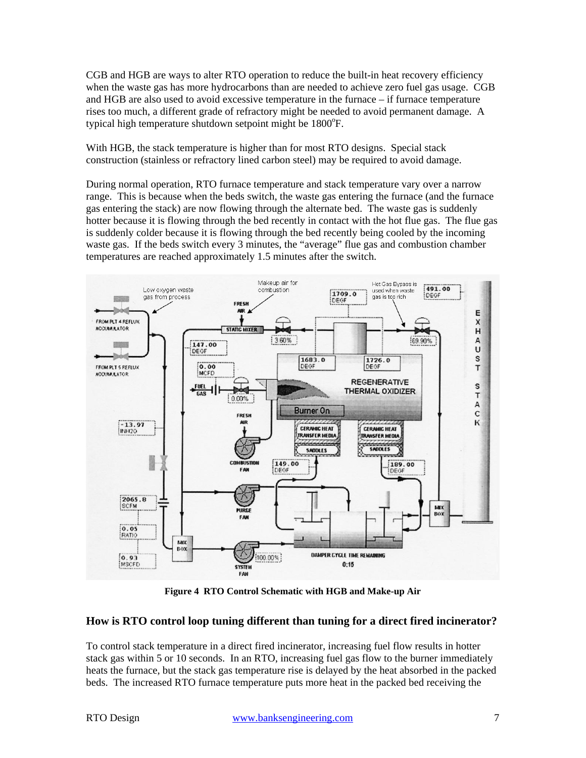CGB and HGB are ways to alter RTO operation to reduce the built-in heat recovery efficiency when the waste gas has more hydrocarbons than are needed to achieve zero fuel gas usage. CGB and HGB are also used to avoid excessive temperature in the furnace – if furnace temperature rises too much, a different grade of refractory might be needed to avoid permanent damage. A typical high temperature shutdown setpoint might be 1800°F.

With HGB, the stack temperature is higher than for most RTO designs. Special stack construction (stainless or refractory lined carbon steel) may be required to avoid damage.

During normal operation, RTO furnace temperature and stack temperature vary over a narrow range. This is because when the beds switch, the waste gas entering the furnace (and the furnace gas entering the stack) are now flowing through the alternate bed. The waste gas is suddenly hotter because it is flowing through the bed recently in contact with the hot flue gas. The flue gas is suddenly colder because it is flowing through the bed recently being cooled by the incoming waste gas. If the beds switch every 3 minutes, the "average" flue gas and combustion chamber temperatures are reached approximately 1.5 minutes after the switch.

**Figure 4 RTO Control Schematic with HGB and Make-up Air**

## How is RTO control loop tuning different than tuning for a direct fired incinerator?

To control stack temperature in a direct fired incinerator, increasing fuel flow results in hotter stack gas within 5 or 10 seconds. In an RTO, increasing fuel gas flow to the burner immediately heats the furnace, but the stack gas temperature rise is delayed by the heat absorbed in the packed beds. The increased RTO furnace temperature puts more heat in the packed bed receiving the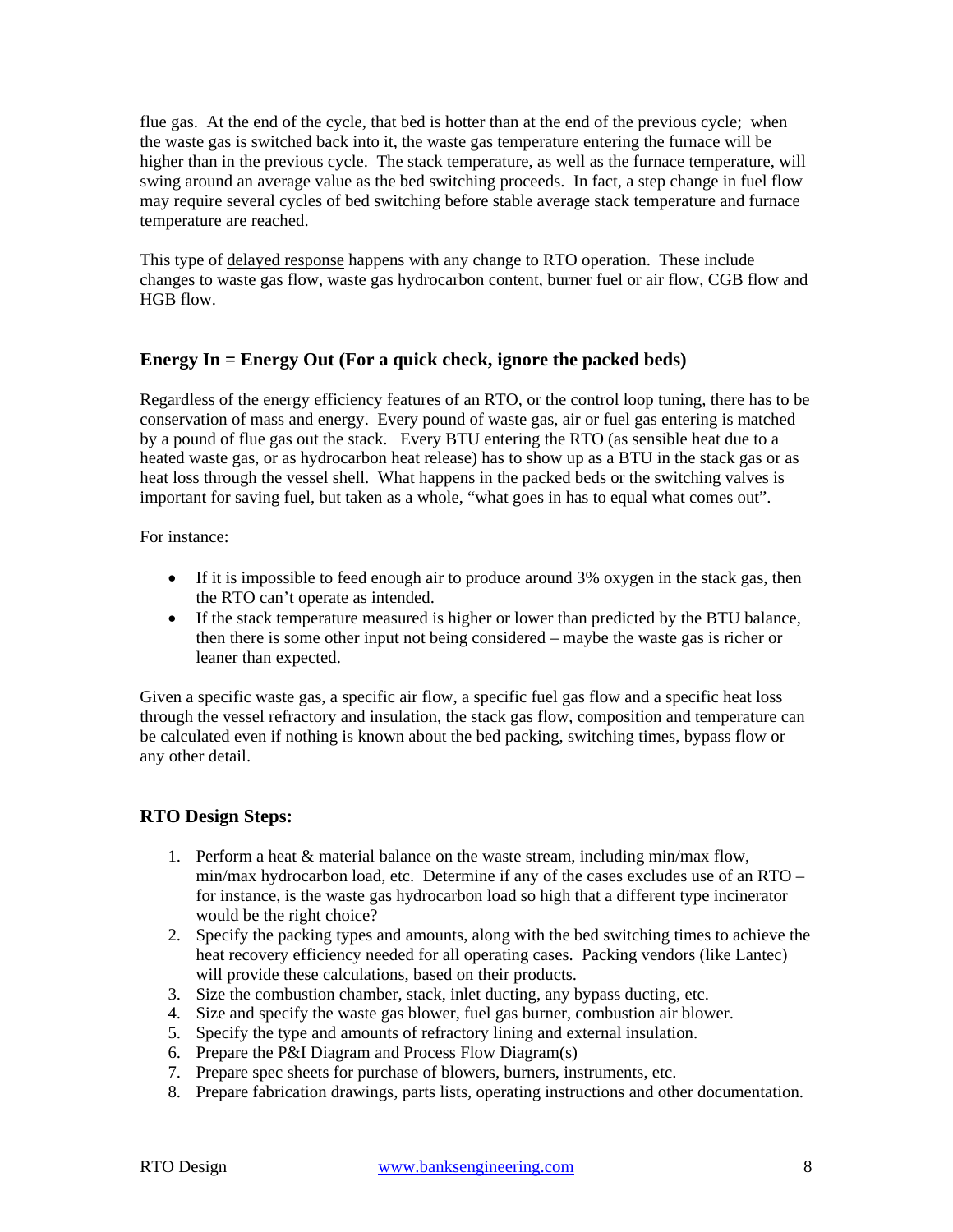flue gas. At the end of the cycle, that bed is hotter than at the end of the previous cycle; when the waste gas is switched back into it, the waste gas temperature entering the furnace will be higher than in the previous cycle. The stack temperature, as well as the furnace temperature, will swing around an average value as the bed switching proceeds. In fact, a step change in fuel flow may require several cycles of bed switching before stable average stack temperature and furnace temperature are reached.

This type of <u>delayed response</u> happens with any change to RTO operation. These include changes to waste gas flow, waste gas hydrocarbon content, burner fuel or air flow, CGB flow and HGB flow.

### Energy In = Energy Out (For a quick check, ignore the packed beds)

Regardless of the energy efficiency features of an RTO, or the control loop tuning, there has to be conservation of mass and energy. Every pound of waste gas, air or fuel gas entering is matched by a pound of flue gas out the stack. Every BTU entering the RTO (as sensible heat due to a heated waste gas, or as hydrocarbon heat release) has to show up as a BTU in the stack gas or as heat loss through the vessel shell. What happens in the packed beds or the switching valves is important for saving fuel, but taken as a whole, "what goes in has to equal what comes out".

For instance:

- If it is impossible to feed enough air to produce around 3% oxygen in the stack gas, then the RTO can't operate as intended.
- If the stack temperature measured is higher or lower than predicted by the BTU balance, then there is some other input not being considered – maybe the waste gas is richer or leaner than expected.

Given a specific waste gas, a specific air flow, a specific fuel gas flow and a specific heat loss through the vessel refractory and insulation, the stack gas flow, composition and temperature can be calculated even if nothing is known about the bed packing, switching times, bypass flow or any other detail.

### RTO Design Steps:

1. Perform a heat & material balance on the waste stream, including min/max flow, min/max hydrocarbon load, etc. Determine if any of the cases excludes use of an RTO – for instance, is the waste gas hydrocarbon load so high that a different type incinerator would be the right choice?
2. Specify the packing types and amounts, along with the bed switching times to achieve the heat recovery efficiency needed for all operating cases. Packing vendors (like Lantec) will provide these calculations, based on their products.
3. Size the combustion chamber, stack, inlet ducting, any bypass ducting, etc.
4. Size and specify the waste gas blower, fuel gas burner, combustion air blower.
5. Specify the type and amounts of refractory lining and external insulation.
6. Prepare the P&I Diagram and Process Flow Diagram(s)
7. Prepare spec sheets for purchase of blowers, burners, instruments, etc.
8. Prepare fabrication drawings, parts lists, operating instructions and other documentation.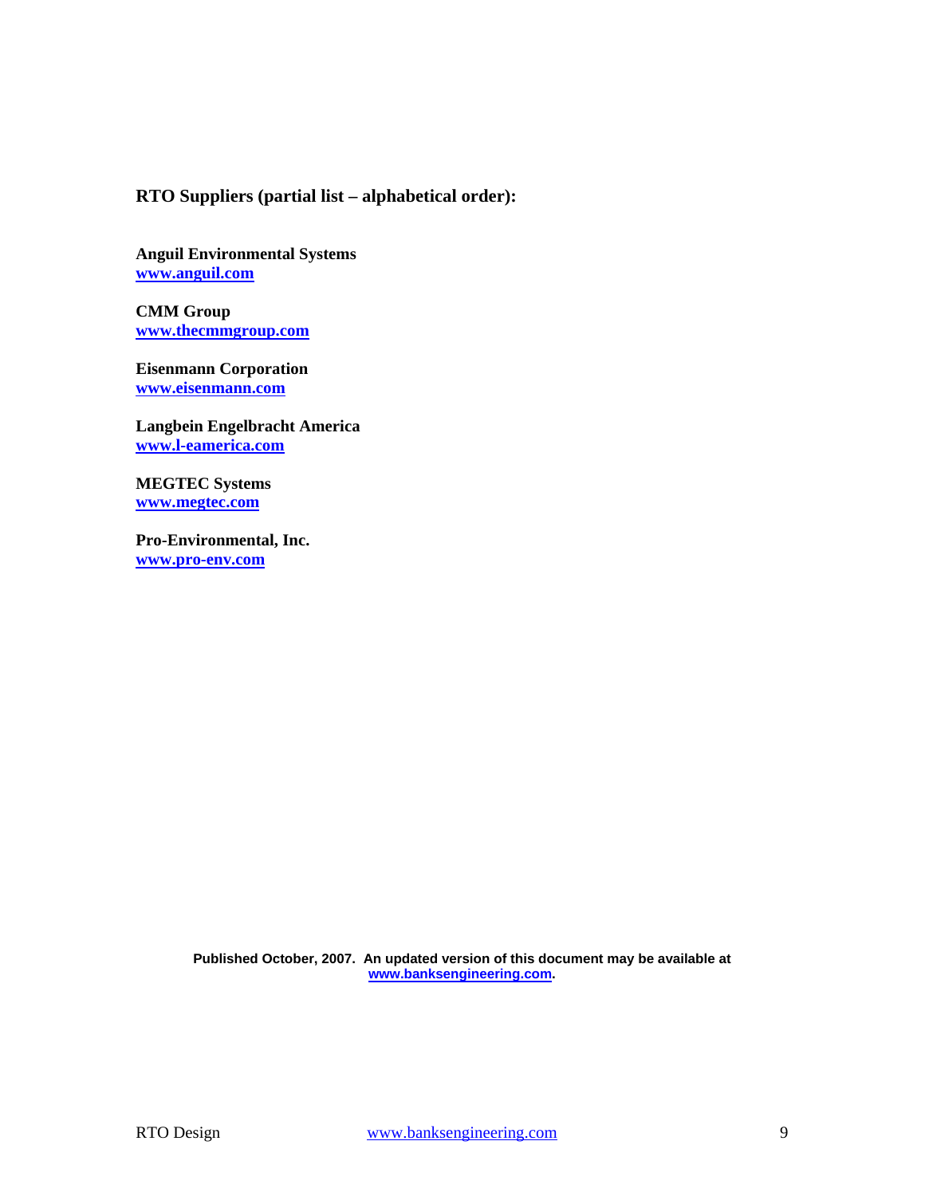**RTO Suppliers (partial list – alphabetical order):**

**Anguil Environmental Systems**
**www.anguil.com**

**CMM Group**
**www.thecmmgroup.com**

**Eisenmann Corporation**
**www.eisenmann.com**

**Langbein Engelbracht America**
**www.l-eamerica.com**

**MEGTEC Systems**
**www.megtec.com**

**Pro-Environmental, Inc.**
**www.pro-env.com**

**Published October, 2007. An updated version of this document may be available at www.banksengineering.com.**